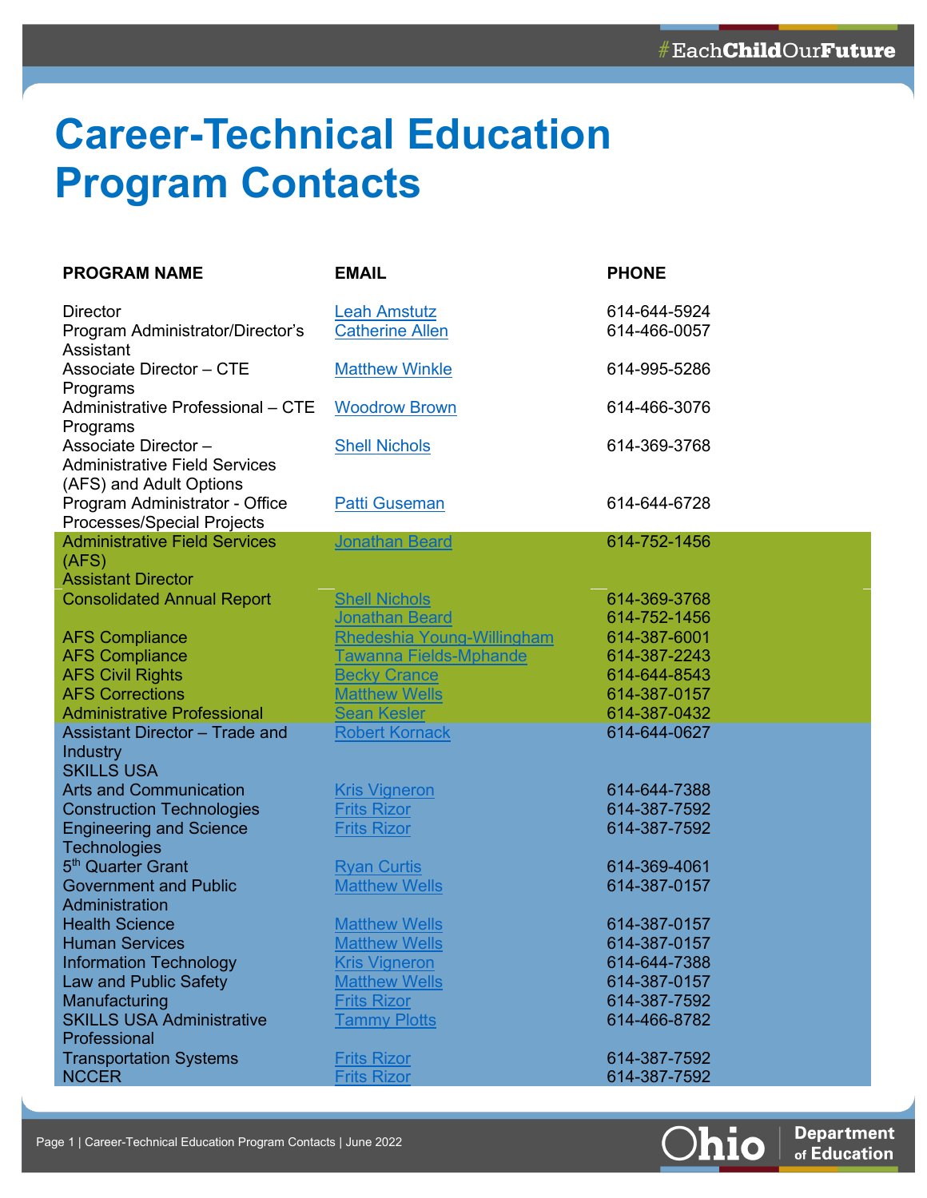# Career-Technical Education Program Contacts

| PROGRAM NAME | EMAIL | PHONE |
|---|---|---|
| Director | Leah Amstutz | 614-644-5924 |
| Program Administrator/Director's Assistant | Catherine Allen | 614-466-0057 |
| Associate Director – CTE Programs | Matthew Winkle | 614-995-5286 |
| Administrative Professional – CTE Programs | Woodrow Brown | 614-466-3076 |
| Associate Director – Administrative Field Services (AFS) and Adult Options | Shell Nichols | 614-369-3768 |
| Program Administrator - Office Processes/Special Projects | Patti Guseman | 614-644-6728 |
| Administrative Field Services (AFS) Assistant Director | Jonathan Beard | 614-752-1456 |
| Consolidated Annual Report | Shell Nichols | 614-369-3768 |
| | Jonathan Beard | 614-752-1456 |
| AFS Compliance | Rhedeshia Young-Willingham | 614-387-6001 |
| AFS Compliance | Tawanna Fields-Mphande | 614-387-2243 |
| AFS Civil Rights | Becky Crance | 614-644-8543 |
| AFS Corrections | Matthew Wells | 614-387-0157 |
| Administrative Professional | Sean Kesler | 614-387-0432 |
| Assistant Director – Trade and Industry SKILLS USA | Robert Kornack | 614-644-0627 |
| Arts and Communication | Kris Vigneron | 614-644-7388 |
| Construction Technologies | Frits Rizor | 614-387-7592 |
| Engineering and Science Technologies | Frits Rizor | 614-387-7592 |
| 5th Quarter Grant | Ryan Curtis | 614-369-4061 |
| Government and Public Administration | Matthew Wells | 614-387-0157 |
| Health Science | Matthew Wells | 614-387-0157 |
| Human Services | Matthew Wells | 614-387-0157 |
| Information Technology | Kris Vigneron | 614-644-7388 |
| Law and Public Safety | Matthew Wells | 614-387-0157 |
| Manufacturing | Frits Rizor | 614-387-7592 |
| SKILLS USA Administrative Professional | Tammy Plotts | 614-466-8782 |
| Transportation Systems | Frits Rizor | 614-387-7592 |
| NCCER | Frits Rizor | 614-387-7592 |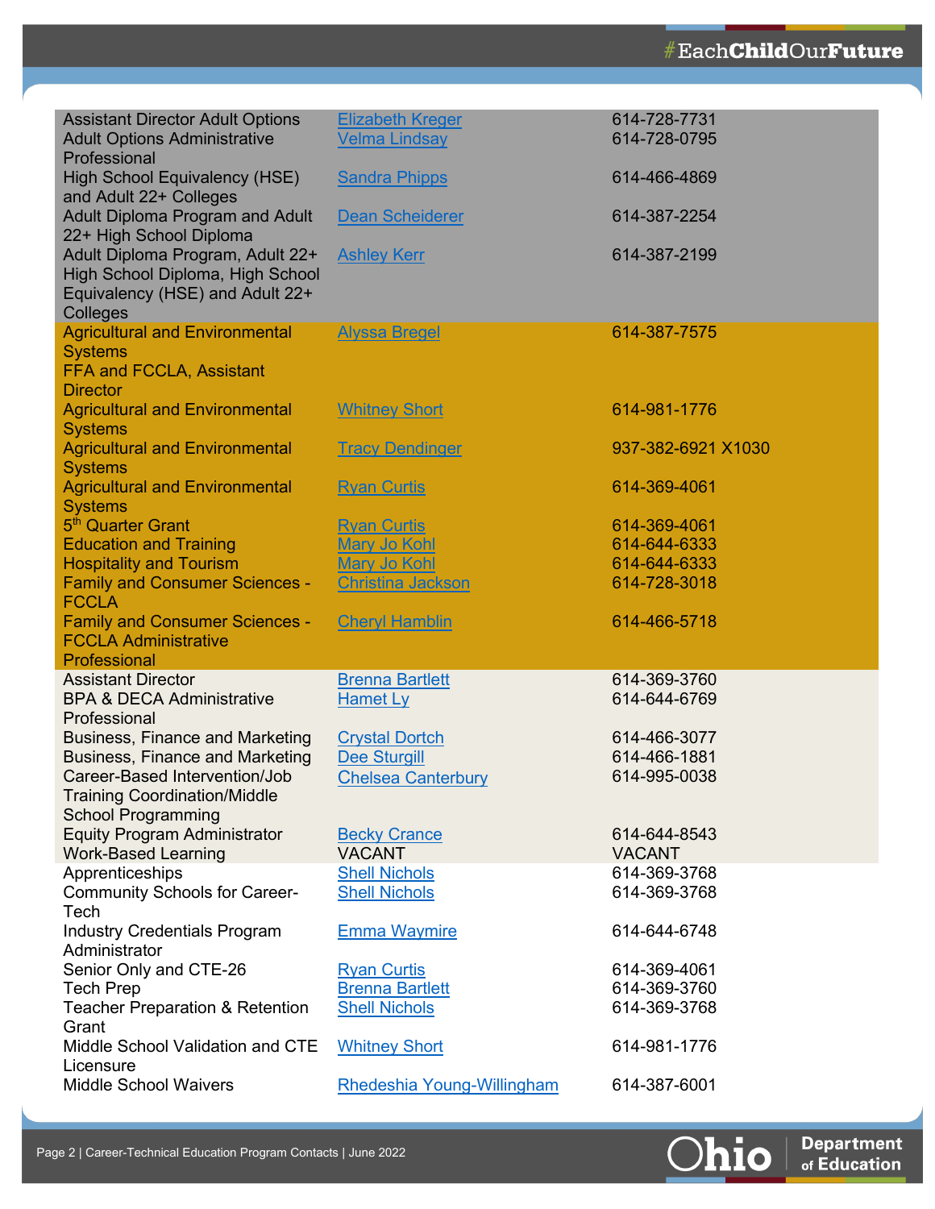| | | |
|---|---|---|
| Assistant Director Adult Options | Elizabeth Kreger | 614-728-7731 |
| Adult Options Administrative Professional | Velma Lindsay | 614-728-0795 |
| High School Equivalency (HSE) and Adult 22+ Colleges | Sandra Phipps | 614-466-4869 |
| Adult Diploma Program and Adult 22+ High School Diploma | Dean Scheiderer | 614-387-2254 |
| Adult Diploma Program, Adult 22+ High School Diploma, High School Equivalency (HSE) and Adult 22+ Colleges | Ashley Kerr | 614-387-2199 |
| Agricultural and Environmental Systems FFA and FCCLA, Assistant Director | Alyssa Bregel | 614-387-7575 |
| Agricultural and Environmental Systems | Whitney Short | 614-981-1776 |
| Agricultural and Environmental Systems | Tracy Dendinger | 937-382-6921 X1030 |
| Agricultural and Environmental Systems | Ryan Curtis | 614-369-4061 |
| 5th Quarter Grant | Ryan Curtis | 614-369-4061 |
| Education and Training | Mary Jo Kohl | 614-644-6333 |
| Hospitality and Tourism | Mary Jo Kohl | 614-644-6333 |
| Family and Consumer Sciences - FCCLA | Christina Jackson | 614-728-3018 |
| Family and Consumer Sciences - FCCLA Administrative Professional | Cheryl Hamblin | 614-466-5718 |
| Assistant Director | Brenna Bartlett | 614-369-3760 |
| BPA & DECA Administrative Professional | Hamet Ly | 614-644-6769 |
| Business, Finance and Marketing | Crystal Dortch | 614-466-3077 |
| Business, Finance and Marketing | Dee Sturgill | 614-466-1881 |
| Career-Based Intervention/Job Training Coordination/Middle School Programming | Chelsea Canterbury | 614-995-0038 |
| Equity Program Administrator | Becky Crance | 614-644-8543 |
| Work-Based Learning | VACANT | VACANT |
| Apprenticeships | Shell Nichols | 614-369-3768 |
| Community Schools for Career-Tech | Shell Nichols | 614-369-3768 |
| Industry Credentials Program Administrator | Emma Waymire | 614-644-6748 |
| Senior Only and CTE-26 | Ryan Curtis | 614-369-4061 |
| Tech Prep | Brenna Bartlett | 614-369-3760 |
| Teacher Preparation & Retention Grant | Shell Nichols | 614-369-3768 |
| Middle School Validation and CTE Licensure | Whitney Short | 614-981-1776 |
| Middle School Waivers | Rhedeshia Young-Willingham | 614-387-6001 |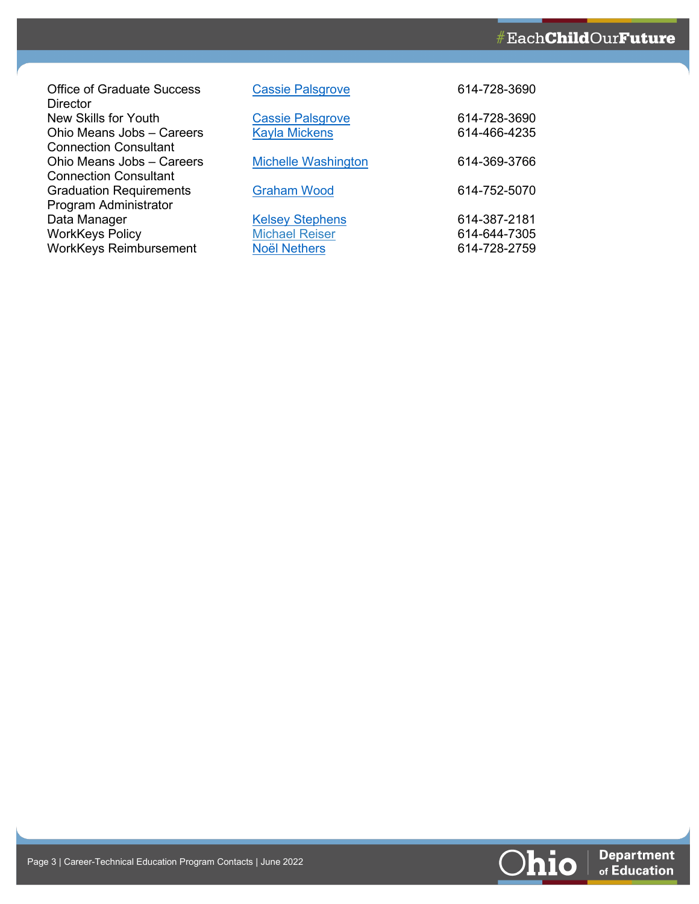| | | |
|---|---|---|
| Office of Graduate Success Director | Cassie Palsgrove | 614-728-3690 |
| New Skills for Youth | Cassie Palsgrove | 614-728-3690 |
| Ohio Means Jobs – Careers Connection Consultant | Kayla Mickens | 614-466-4235 |
| Ohio Means Jobs – Careers Connection Consultant | Michelle Washington | 614-369-3766 |
| Graduation Requirements Program Administrator | Graham Wood | 614-752-5070 |
| Data Manager | Kelsey Stephens | 614-387-2181 |
| WorkKeys Policy | Michael Reiser | 614-644-7305 |
| WorkKeys Reimbursement | Noël Nethers | 614-728-2759 |